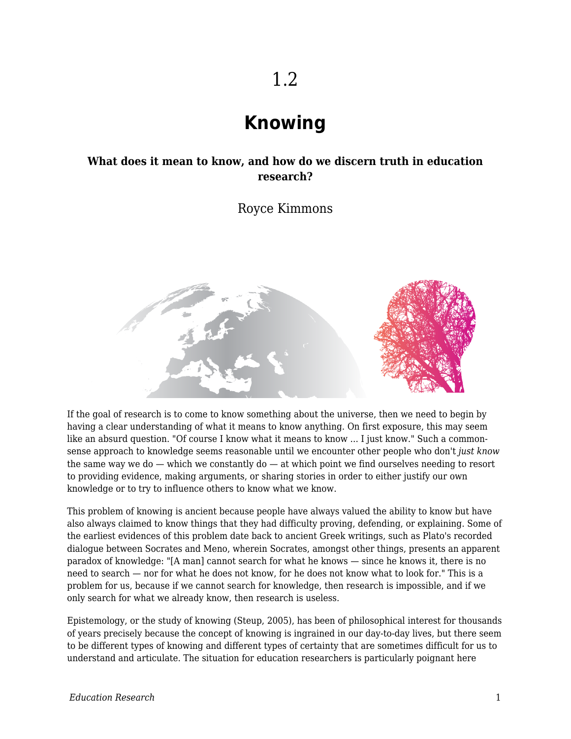1.2

# Knowing

**What does it mean to know, and how do we discern truth in education research?**

Royce Kimmons

If the goal of research is to come to know something about the universe, then we need to begin by having a clear understanding of what it means to know anything. On first exposure, this may seem like an absurd question. "Of course I know what it means to know ... I just know." Such a common-sense approach to knowledge seems reasonable until we encounter other people who don't *just know* the same way we do — which we constantly do — at which point we find ourselves needing to resort to providing evidence, making arguments, or sharing stories in order to either justify our own knowledge or to try to influence others to know what we know.

This problem of knowing is ancient because people have always valued the ability to know but have also always claimed to know things that they had difficulty proving, defending, or explaining. Some of the earliest evidences of this problem date back to ancient Greek writings, such as Plato's recorded dialogue between Socrates and Meno, wherein Socrates, amongst other things, presents an apparent paradox of knowledge: "[A man] cannot search for what he knows — since he knows it, there is no need to search — nor for what he does not know, for he does not know what to look for." This is a problem for us, because if we cannot search for knowledge, then research is impossible, and if we only search for what we already know, then research is useless.

Epistemology, or the study of knowing (Steup, 2005), has been of philosophical interest for thousands of years precisely because the concept of knowing is ingrained in our day-to-day lives, but there seem to be different types of knowing and different types of certainty that are sometimes difficult for us to understand and articulate. The situation for education researchers is particularly poignant here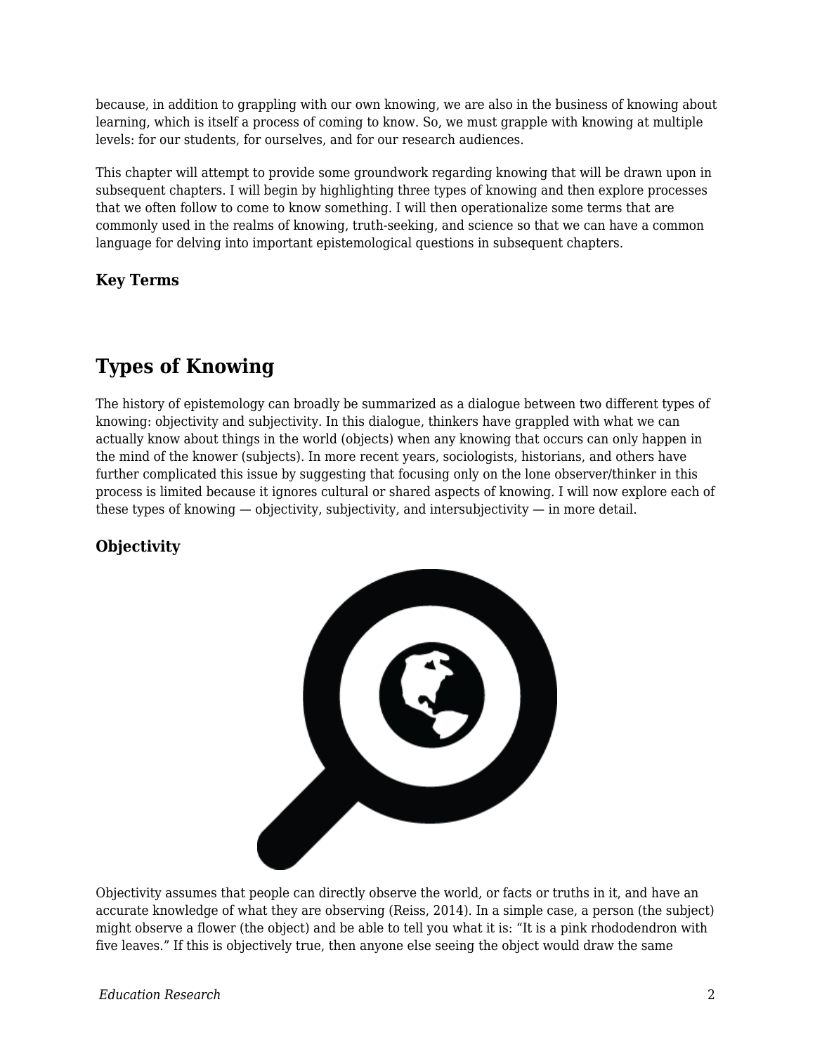because, in addition to grappling with our own knowing, we are also in the business of knowing about learning, which is itself a process of coming to know. So, we must grapple with knowing at multiple levels: for our students, for ourselves, and for our research audiences.

This chapter will attempt to provide some groundwork regarding knowing that will be drawn upon in subsequent chapters. I will begin by highlighting three types of knowing and then explore processes that we often follow to come to know something. I will then operationalize some terms that are commonly used in the realms of knowing, truth-seeking, and science so that we can have a common language for delving into important epistemological questions in subsequent chapters.

### Key Terms

## Types of Knowing

The history of epistemology can broadly be summarized as a dialogue between two different types of knowing: objectivity and subjectivity. In this dialogue, thinkers have grappled with what we can actually know about things in the world (objects) when any knowing that occurs can only happen in the mind of the knower (subjects). In more recent years, sociologists, historians, and others have further complicated this issue by suggesting that focusing only on the lone observer/thinker in this process is limited because it ignores cultural or shared aspects of knowing. I will now explore each of these types of knowing — objectivity, subjectivity, and intersubjectivity — in more detail.

### Objectivity

Objectivity assumes that people can directly observe the world, or facts or truths in it, and have an accurate knowledge of what they are observing (Reiss, 2014). In a simple case, a person (the subject) might observe a flower (the object) and be able to tell you what it is: “It is a pink rhododendron with five leaves.” If this is objectively true, then anyone else seeing the object would draw the same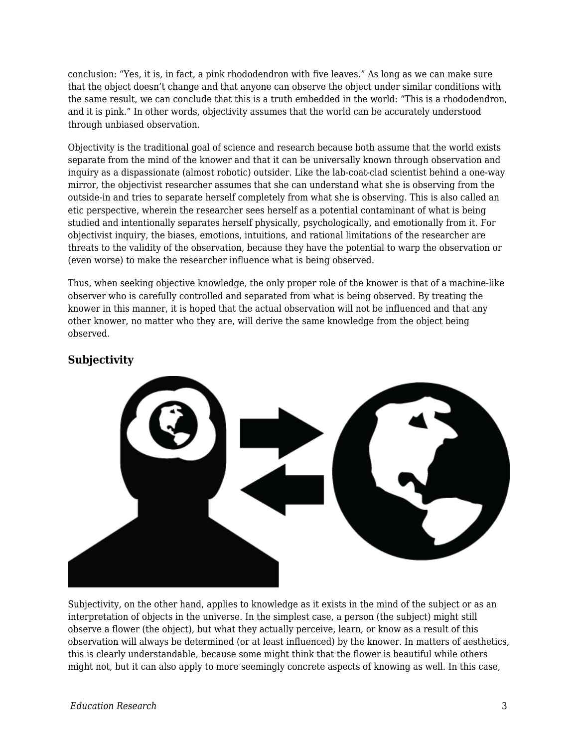conclusion: “Yes, it is, in fact, a pink rhododendron with five leaves.” As long as we can make sure that the object doesn’t change and that anyone can observe the object under similar conditions with the same result, we can conclude that this is a truth embedded in the world: “This is a rhododendron, and it is pink.” In other words, objectivity assumes that the world can be accurately understood through unbiased observation.

Objectivity is the traditional goal of science and research because both assume that the world exists separate from the mind of the knower and that it can be universally known through observation and inquiry as a dispassionate (almost robotic) outsider. Like the lab-coat-clad scientist behind a one-way mirror, the objectivist researcher assumes that she can understand what she is observing from the outside-in and tries to separate herself completely from what she is observing. This is also called an etic perspective, wherein the researcher sees herself as a potential contaminant of what is being studied and intentionally separates herself physically, psychologically, and emotionally from it. For objectivist inquiry, the biases, emotions, intuitions, and rational limitations of the researcher are threats to the validity of the observation, because they have the potential to warp the observation or (even worse) to make the researcher influence what is being observed.

Thus, when seeking objective knowledge, the only proper role of the knower is that of a machine-like observer who is carefully controlled and separated from what is being observed. By treating the knower in this manner, it is hoped that the actual observation will not be influenced and that any other knower, no matter who they are, will derive the same knowledge from the object being observed.

### Subjectivity

Subjectivity, on the other hand, applies to knowledge as it exists in the mind of the subject or as an interpretation of objects in the universe. In the simplest case, a person (the subject) might still observe a flower (the object), but what they actually perceive, learn, or know as a result of this observation will always be determined (or at least influenced) by the knower. In matters of aesthetics, this is clearly understandable, because some might think that the flower is beautiful while others might not, but it can also apply to more seemingly concrete aspects of knowing as well. In this case,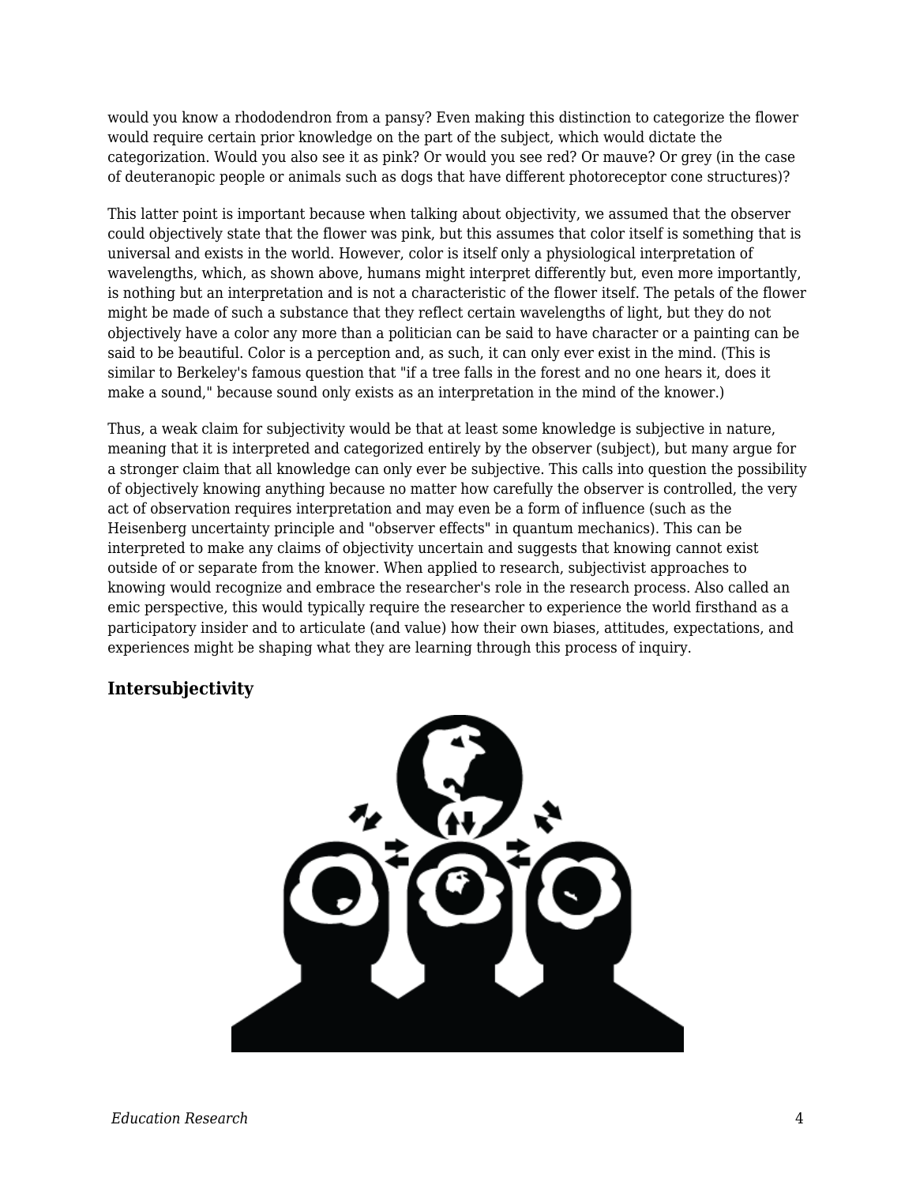would you know a rhododendron from a pansy? Even making this distinction to categorize the flower would require certain prior knowledge on the part of the subject, which would dictate the categorization. Would you also see it as pink? Or would you see red? Or mauve? Or grey (in the case of deuteranopic people or animals such as dogs that have different photoreceptor cone structures)?

This latter point is important because when talking about objectivity, we assumed that the observer could objectively state that the flower was pink, but this assumes that color itself is something that is universal and exists in the world. However, color is itself only a physiological interpretation of wavelengths, which, as shown above, humans might interpret differently but, even more importantly, is nothing but an interpretation and is not a characteristic of the flower itself. The petals of the flower might be made of such a substance that they reflect certain wavelengths of light, but they do not objectively have a color any more than a politician can be said to have character or a painting can be said to be beautiful. Color is a perception and, as such, it can only ever exist in the mind. (This is similar to Berkeley's famous question that "if a tree falls in the forest and no one hears it, does it make a sound," because sound only exists as an interpretation in the mind of the knower.)

Thus, a weak claim for subjectivity would be that at least some knowledge is subjective in nature, meaning that it is interpreted and categorized entirely by the observer (subject), but many argue for a stronger claim that all knowledge can only ever be subjective. This calls into question the possibility of objectively knowing anything because no matter how carefully the observer is controlled, the very act of observation requires interpretation and may even be a form of influence (such as the Heisenberg uncertainty principle and "observer effects" in quantum mechanics). This can be interpreted to make any claims of objectivity uncertain and suggests that knowing cannot exist outside of or separate from the knower. When applied to research, subjectivist approaches to knowing would recognize and embrace the researcher's role in the research process. Also called an emic perspective, this would typically require the researcher to experience the world firsthand as a participatory insider and to articulate (and value) how their own biases, attitudes, expectations, and experiences might be shaping what they are learning through this process of inquiry.

### Intersubjectivity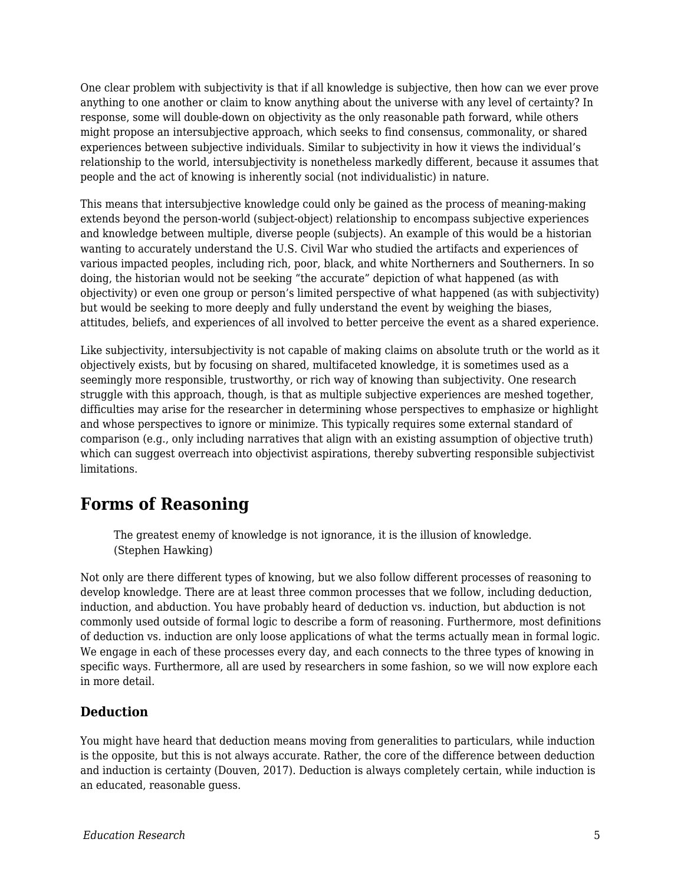One clear problem with subjectivity is that if all knowledge is subjective, then how can we ever prove anything to one another or claim to know anything about the universe with any level of certainty? In response, some will double-down on objectivity as the only reasonable path forward, while others might propose an intersubjective approach, which seeks to find consensus, commonality, or shared experiences between subjective individuals. Similar to subjectivity in how it views the individual's relationship to the world, intersubjectivity is nonetheless markedly different, because it assumes that people and the act of knowing is inherently social (not individualistic) in nature.

This means that intersubjective knowledge could only be gained as the process of meaning-making extends beyond the person-world (subject-object) relationship to encompass subjective experiences and knowledge between multiple, diverse people (subjects). An example of this would be a historian wanting to accurately understand the U.S. Civil War who studied the artifacts and experiences of various impacted peoples, including rich, poor, black, and white Northerners and Southerners. In so doing, the historian would not be seeking "the accurate" depiction of what happened (as with objectivity) or even one group or person's limited perspective of what happened (as with subjectivity) but would be seeking to more deeply and fully understand the event by weighing the biases, attitudes, beliefs, and experiences of all involved to better perceive the event as a shared experience.

Like subjectivity, intersubjectivity is not capable of making claims on absolute truth or the world as it objectively exists, but by focusing on shared, multifaceted knowledge, it is sometimes used as a seemingly more responsible, trustworthy, or rich way of knowing than subjectivity. One research struggle with this approach, though, is that as multiple subjective experiences are meshed together, difficulties may arise for the researcher in determining whose perspectives to emphasize or highlight and whose perspectives to ignore or minimize. This typically requires some external standard of comparison (e.g., only including narratives that align with an existing assumption of objective truth) which can suggest overreach into objectivist aspirations, thereby subverting responsible subjectivist limitations.

## Forms of Reasoning

> The greatest enemy of knowledge is not ignorance, it is the illusion of knowledge.
> (Stephen Hawking)

Not only are there different types of knowing, but we also follow different processes of reasoning to develop knowledge. There are at least three common processes that we follow, including deduction, induction, and abduction. You have probably heard of deduction vs. induction, but abduction is not commonly used outside of formal logic to describe a form of reasoning. Furthermore, most definitions of deduction vs. induction are only loose applications of what the terms actually mean in formal logic. We engage in each of these processes every day, and each connects to the three types of knowing in specific ways. Furthermore, all are used by researchers in some fashion, so we will now explore each in more detail.

### Deduction

You might have heard that deduction means moving from generalities to particulars, while induction is the opposite, but this is not always accurate. Rather, the core of the difference between deduction and induction is certainty (Douven, 2017). Deduction is always completely certain, while induction is an educated, reasonable guess.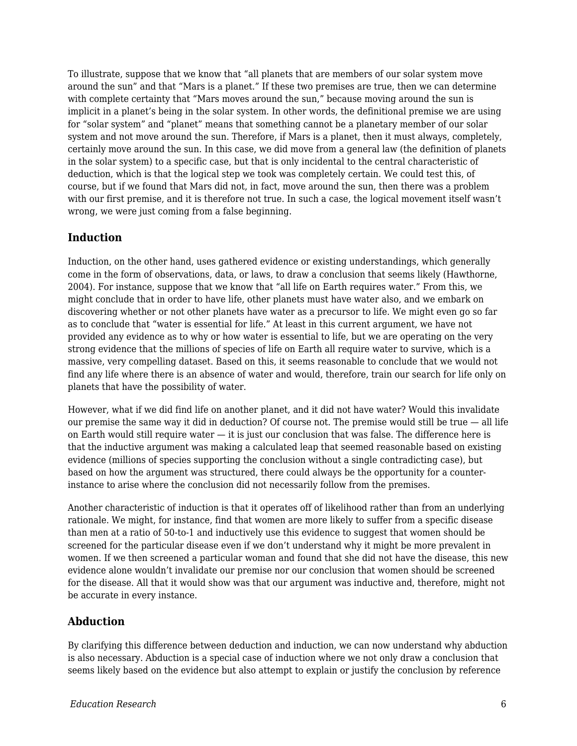To illustrate, suppose that we know that "all planets that are members of our solar system move around the sun" and that "Mars is a planet." If these two premises are true, then we can determine with complete certainty that "Mars moves around the sun," because moving around the sun is implicit in a planet's being in the solar system. In other words, the definitional premise we are using for "solar system" and "planet" means that something cannot be a planetary member of our solar system and not move around the sun. Therefore, if Mars is a planet, then it must always, completely, certainly move around the sun. In this case, we did move from a general law (the definition of planets in the solar system) to a specific case, but that is only incidental to the central characteristic of deduction, which is that the logical step we took was completely certain. We could test this, of course, but if we found that Mars did not, in fact, move around the sun, then there was a problem with our first premise, and it is therefore not true. In such a case, the logical movement itself wasn't wrong, we were just coming from a false beginning.

### Induction

Induction, on the other hand, uses gathered evidence or existing understandings, which generally come in the form of observations, data, or laws, to draw a conclusion that seems likely (Hawthorne, 2004). For instance, suppose that we know that "all life on Earth requires water." From this, we might conclude that in order to have life, other planets must have water also, and we embark on discovering whether or not other planets have water as a precursor to life. We might even go so far as to conclude that "water is essential for life." At least in this current argument, we have not provided any evidence as to why or how water is essential to life, but we are operating on the very strong evidence that the millions of species of life on Earth all require water to survive, which is a massive, very compelling dataset. Based on this, it seems reasonable to conclude that we would not find any life where there is an absence of water and would, therefore, train our search for life only on planets that have the possibility of water.

However, what if we did find life on another planet, and it did not have water? Would this invalidate our premise the same way it did in deduction? Of course not. The premise would still be true — all life on Earth would still require water — it is just our conclusion that was false. The difference here is that the inductive argument was making a calculated leap that seemed reasonable based on existing evidence (millions of species supporting the conclusion without a single contradicting case), but based on how the argument was structured, there could always be the opportunity for a counter-instance to arise where the conclusion did not necessarily follow from the premises.

Another characteristic of induction is that it operates off of likelihood rather than from an underlying rationale. We might, for instance, find that women are more likely to suffer from a specific disease than men at a ratio of 50-to-1 and inductively use this evidence to suggest that women should be screened for the particular disease even if we don't understand why it might be more prevalent in women. If we then screened a particular woman and found that she did not have the disease, this new evidence alone wouldn't invalidate our premise nor our conclusion that women should be screened for the disease. All that it would show was that our argument was inductive and, therefore, might not be accurate in every instance.

### Abduction

By clarifying this difference between deduction and induction, we can now understand why abduction is also necessary. Abduction is a special case of induction where we not only draw a conclusion that seems likely based on the evidence but also attempt to explain or justify the conclusion by reference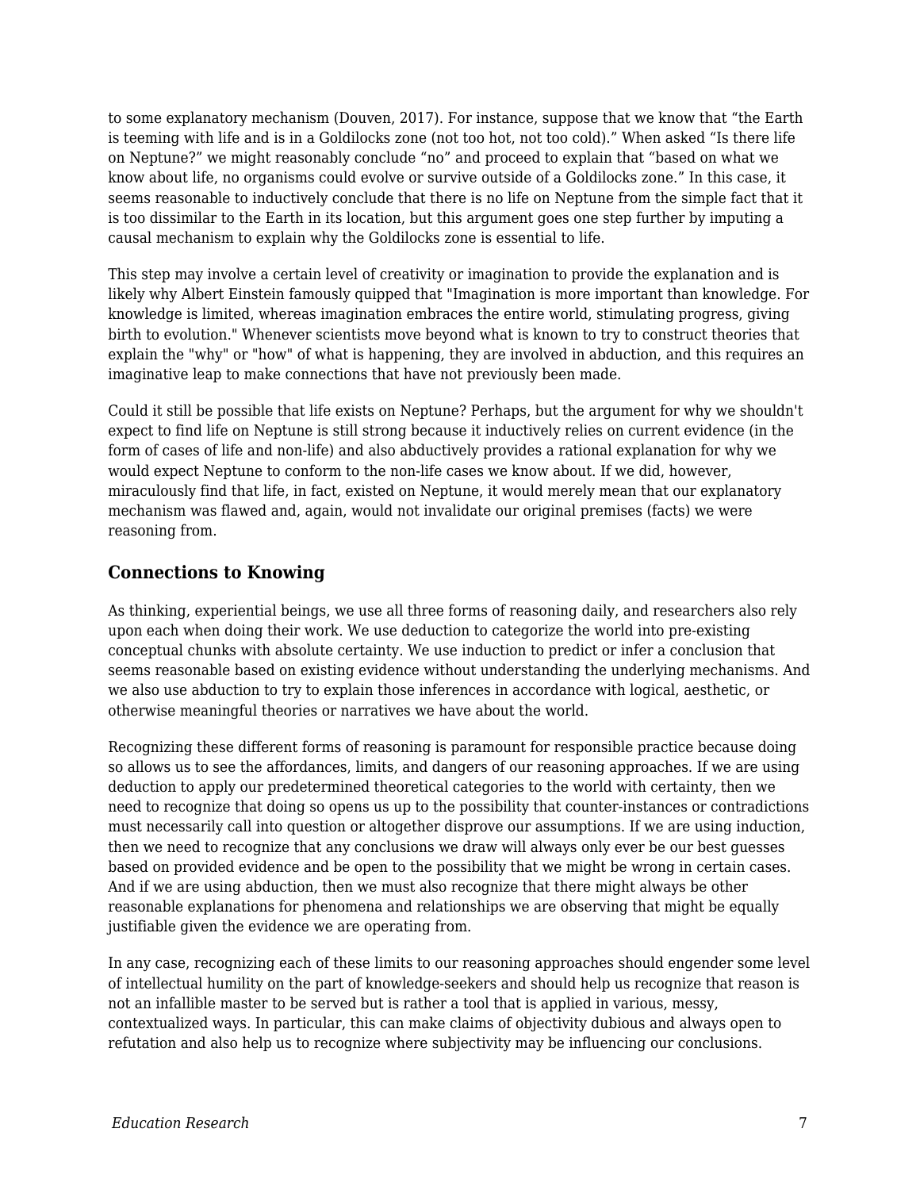to some explanatory mechanism (Douven, 2017). For instance, suppose that we know that "the Earth is teeming with life and is in a Goldilocks zone (not too hot, not too cold)." When asked "Is there life on Neptune?" we might reasonably conclude "no" and proceed to explain that "based on what we know about life, no organisms could evolve or survive outside of a Goldilocks zone." In this case, it seems reasonable to inductively conclude that there is no life on Neptune from the simple fact that it is too dissimilar to the Earth in its location, but this argument goes one step further by imputing a causal mechanism to explain why the Goldilocks zone is essential to life.

This step may involve a certain level of creativity or imagination to provide the explanation and is likely why Albert Einstein famously quipped that "Imagination is more important than knowledge. For knowledge is limited, whereas imagination embraces the entire world, stimulating progress, giving birth to evolution." Whenever scientists move beyond what is known to try to construct theories that explain the "why" or "how" of what is happening, they are involved in abduction, and this requires an imaginative leap to make connections that have not previously been made.

Could it still be possible that life exists on Neptune? Perhaps, but the argument for why we shouldn't expect to find life on Neptune is still strong because it inductively relies on current evidence (in the form of cases of life and non-life) and also abductively provides a rational explanation for why we would expect Neptune to conform to the non-life cases we know about. If we did, however, miraculously find that life, in fact, existed on Neptune, it would merely mean that our explanatory mechanism was flawed and, again, would not invalidate our original premises (facts) we were reasoning from.

### Connections to Knowing

As thinking, experiential beings, we use all three forms of reasoning daily, and researchers also rely upon each when doing their work. We use deduction to categorize the world into pre-existing conceptual chunks with absolute certainty. We use induction to predict or infer a conclusion that seems reasonable based on existing evidence without understanding the underlying mechanisms. And we also use abduction to try to explain those inferences in accordance with logical, aesthetic, or otherwise meaningful theories or narratives we have about the world.

Recognizing these different forms of reasoning is paramount for responsible practice because doing so allows us to see the affordances, limits, and dangers of our reasoning approaches. If we are using deduction to apply our predetermined theoretical categories to the world with certainty, then we need to recognize that doing so opens us up to the possibility that counter-instances or contradictions must necessarily call into question or altogether disprove our assumptions. If we are using induction, then we need to recognize that any conclusions we draw will always only ever be our best guesses based on provided evidence and be open to the possibility that we might be wrong in certain cases. And if we are using abduction, then we must also recognize that there might always be other reasonable explanations for phenomena and relationships we are observing that might be equally justifiable given the evidence we are operating from.

In any case, recognizing each of these limits to our reasoning approaches should engender some level of intellectual humility on the part of knowledge-seekers and should help us recognize that reason is not an infallible master to be served but is rather a tool that is applied in various, messy, contextualized ways. In particular, this can make claims of objectivity dubious and always open to refutation and also help us to recognize where subjectivity may be influencing our conclusions.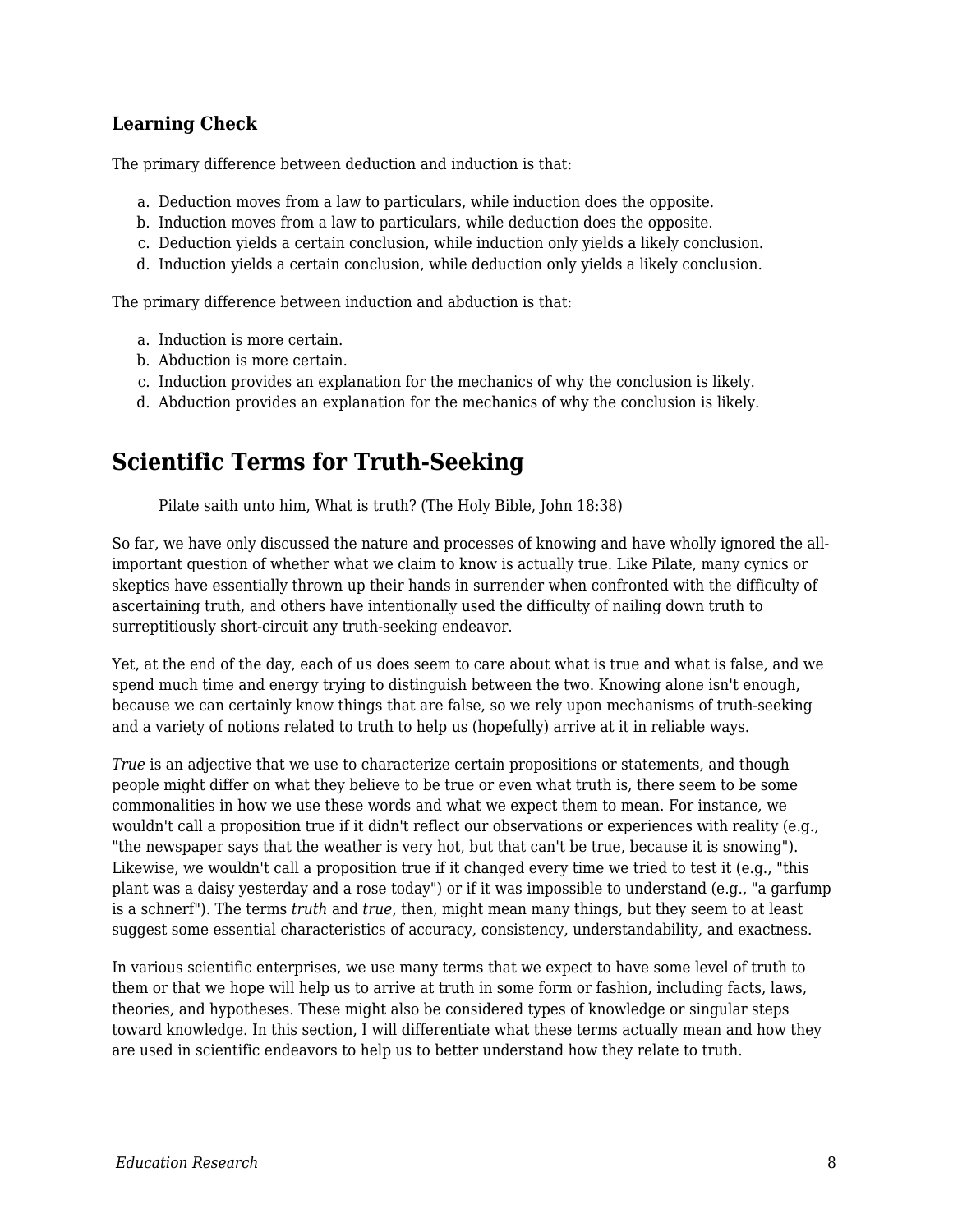### Learning Check

The primary difference between deduction and induction is that:

a. Deduction moves from a law to particulars, while induction does the opposite.
b. Induction moves from a law to particulars, while deduction does the opposite.
c. Deduction yields a certain conclusion, while induction only yields a likely conclusion.
d. Induction yields a certain conclusion, while deduction only yields a likely conclusion.

The primary difference between induction and abduction is that:

a. Induction is more certain.
b. Abduction is more certain.
c. Induction provides an explanation for the mechanics of why the conclusion is likely.
d. Abduction provides an explanation for the mechanics of why the conclusion is likely.

## Scientific Terms for Truth-Seeking

> Pilate saith unto him, What is truth? (The Holy Bible, John 18:38)

So far, we have only discussed the nature and processes of knowing and have wholly ignored the all-important question of whether what we claim to know is actually true. Like Pilate, many cynics or skeptics have essentially thrown up their hands in surrender when confronted with the difficulty of ascertaining truth, and others have intentionally used the difficulty of nailing down truth to surreptitiously short-circuit any truth-seeking endeavor.

Yet, at the end of the day, each of us does seem to care about what is true and what is false, and we spend much time and energy trying to distinguish between the two. Knowing alone isn't enough, because we can certainly know things that are false, so we rely upon mechanisms of truth-seeking and a variety of notions related to truth to help us (hopefully) arrive at it in reliable ways.

*True* is an adjective that we use to characterize certain propositions or statements, and though people might differ on what they believe to be true or even what truth is, there seem to be some commonalities in how we use these words and what we expect them to mean. For instance, we wouldn't call a proposition true if it didn't reflect our observations or experiences with reality (e.g., "the newspaper says that the weather is very hot, but that can't be true, because it is snowing"). Likewise, we wouldn't call a proposition true if it changed every time we tried to test it (e.g., "this plant was a daisy yesterday and a rose today") or if it was impossible to understand (e.g., "a garfump is a schnerf"). The terms *truth* and *true*, then, might mean many things, but they seem to at least suggest some essential characteristics of accuracy, consistency, understandability, and exactness.

In various scientific enterprises, we use many terms that we expect to have some level of truth to them or that we hope will help us to arrive at truth in some form or fashion, including facts, laws, theories, and hypotheses. These might also be considered types of knowledge or singular steps toward knowledge. In this section, I will differentiate what these terms actually mean and how they are used in scientific endeavors to help us to better understand how they relate to truth.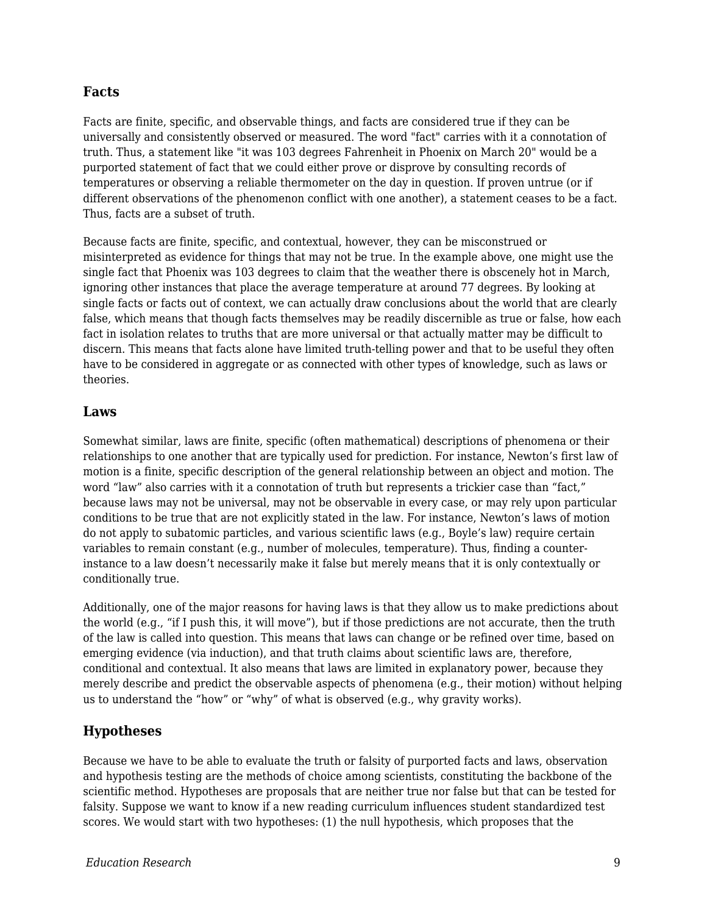## Facts

Facts are finite, specific, and observable things, and facts are considered true if they can be universally and consistently observed or measured. The word "fact" carries with it a connotation of truth. Thus, a statement like "it was 103 degrees Fahrenheit in Phoenix on March 20" would be a purported statement of fact that we could either prove or disprove by consulting records of temperatures or observing a reliable thermometer on the day in question. If proven untrue (or if different observations of the phenomenon conflict with one another), a statement ceases to be a fact. Thus, facts are a subset of truth.

Because facts are finite, specific, and contextual, however, they can be misconstrued or misinterpreted as evidence for things that may not be true. In the example above, one might use the single fact that Phoenix was 103 degrees to claim that the weather there is obscenely hot in March, ignoring other instances that place the average temperature at around 77 degrees. By looking at single facts or facts out of context, we can actually draw conclusions about the world that are clearly false, which means that though facts themselves may be readily discernible as true or false, how each fact in isolation relates to truths that are more universal or that actually matter may be difficult to discern. This means that facts alone have limited truth-telling power and that to be useful they often have to be considered in aggregate or as connected with other types of knowledge, such as laws or theories.

## Laws

Somewhat similar, laws are finite, specific (often mathematical) descriptions of phenomena or their relationships to one another that are typically used for prediction. For instance, Newton's first law of motion is a finite, specific description of the general relationship between an object and motion. The word "law" also carries with it a connotation of truth but represents a trickier case than "fact," because laws may not be universal, may not be observable in every case, or may rely upon particular conditions to be true that are not explicitly stated in the law. For instance, Newton's laws of motion do not apply to subatomic particles, and various scientific laws (e.g., Boyle's law) require certain variables to remain constant (e.g., number of molecules, temperature). Thus, finding a counter-instance to a law doesn't necessarily make it false but merely means that it is only contextually or conditionally true.

Additionally, one of the major reasons for having laws is that they allow us to make predictions about the world (e.g., "if I push this, it will move"), but if those predictions are not accurate, then the truth of the law is called into question. This means that laws can change or be refined over time, based on emerging evidence (via induction), and that truth claims about scientific laws are, therefore, conditional and contextual. It also means that laws are limited in explanatory power, because they merely describe and predict the observable aspects of phenomena (e.g., their motion) without helping us to understand the "how" or "why" of what is observed (e.g., why gravity works).

## Hypotheses

Because we have to be able to evaluate the truth or falsity of purported facts and laws, observation and hypothesis testing are the methods of choice among scientists, constituting the backbone of the scientific method. Hypotheses are proposals that are neither true nor false but that can be tested for falsity. Suppose we want to know if a new reading curriculum influences student standardized test scores. We would start with two hypotheses: (1) the null hypothesis, which proposes that the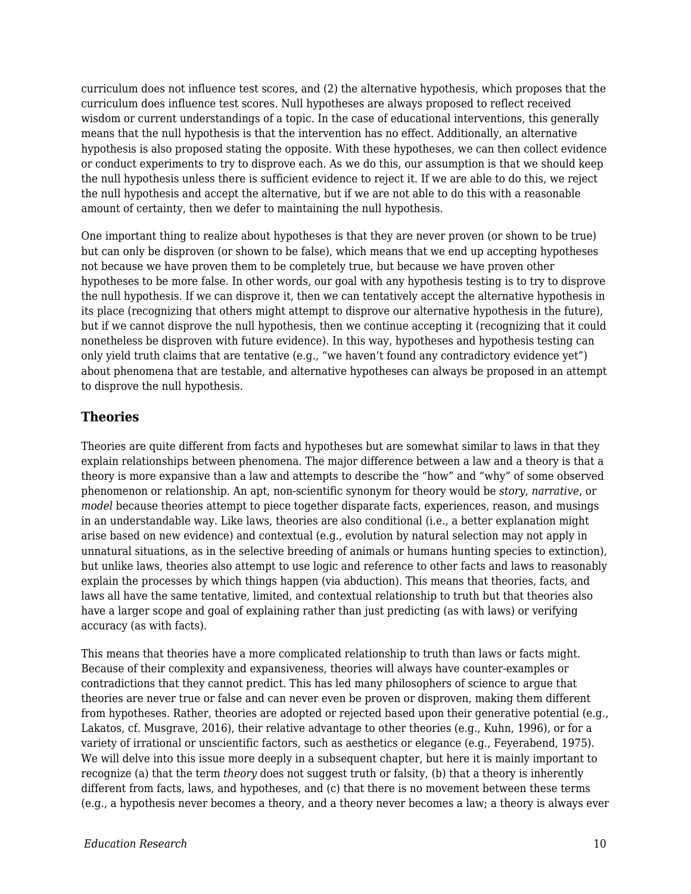curriculum does not influence test scores, and (2) the alternative hypothesis, which proposes that the curriculum does influence test scores. Null hypotheses are always proposed to reflect received wisdom or current understandings of a topic. In the case of educational interventions, this generally means that the null hypothesis is that the intervention has no effect. Additionally, an alternative hypothesis is also proposed stating the opposite. With these hypotheses, we can then collect evidence or conduct experiments to try to disprove each. As we do this, our assumption is that we should keep the null hypothesis unless there is sufficient evidence to reject it. If we are able to do this, we reject the null hypothesis and accept the alternative, but if we are not able to do this with a reasonable amount of certainty, then we defer to maintaining the null hypothesis.

One important thing to realize about hypotheses is that they are never proven (or shown to be true) but can only be disproven (or shown to be false), which means that we end up accepting hypotheses not because we have proven them to be completely true, but because we have proven other hypotheses to be more false. In other words, our goal with any hypothesis testing is to try to disprove the null hypothesis. If we can disprove it, then we can tentatively accept the alternative hypothesis in its place (recognizing that others might attempt to disprove our alternative hypothesis in the future), but if we cannot disprove the null hypothesis, then we continue accepting it (recognizing that it could nonetheless be disproven with future evidence). In this way, hypotheses and hypothesis testing can only yield truth claims that are tentative (e.g., "we haven't found any contradictory evidence yet") about phenomena that are testable, and alternative hypotheses can always be proposed in an attempt to disprove the null hypothesis.

## Theories

Theories are quite different from facts and hypotheses but are somewhat similar to laws in that they explain relationships between phenomena. The major difference between a law and a theory is that a theory is more expansive than a law and attempts to describe the "how" and "why" of some observed phenomenon or relationship. An apt, non-scientific synonym for theory would be *story*, *narrative*, or *model* because theories attempt to piece together disparate facts, experiences, reason, and musings in an understandable way. Like laws, theories are also conditional (i.e., a better explanation might arise based on new evidence) and contextual (e.g., evolution by natural selection may not apply in unnatural situations, as in the selective breeding of animals or humans hunting species to extinction), but unlike laws, theories also attempt to use logic and reference to other facts and laws to reasonably explain the processes by which things happen (via abduction). This means that theories, facts, and laws all have the same tentative, limited, and contextual relationship to truth but that theories also have a larger scope and goal of explaining rather than just predicting (as with laws) or verifying accuracy (as with facts).

This means that theories have a more complicated relationship to truth than laws or facts might. Because of their complexity and expansiveness, theories will always have counter-examples or contradictions that they cannot predict. This has led many philosophers of science to argue that theories are never true or false and can never even be proven or disproven, making them different from hypotheses. Rather, theories are adopted or rejected based upon their generative potential (e.g., Lakatos, cf. Musgrave, 2016), their relative advantage to other theories (e.g., Kuhn, 1996), or for a variety of irrational or unscientific factors, such as aesthetics or elegance (e.g., Feyerabend, 1975). We will delve into this issue more deeply in a subsequent chapter, but here it is mainly important to recognize (a) that the term *theory* does not suggest truth or falsity, (b) that a theory is inherently different from facts, laws, and hypotheses, and (c) that there is no movement between these terms (e.g., a hypothesis never becomes a theory, and a theory never becomes a law; a theory is always ever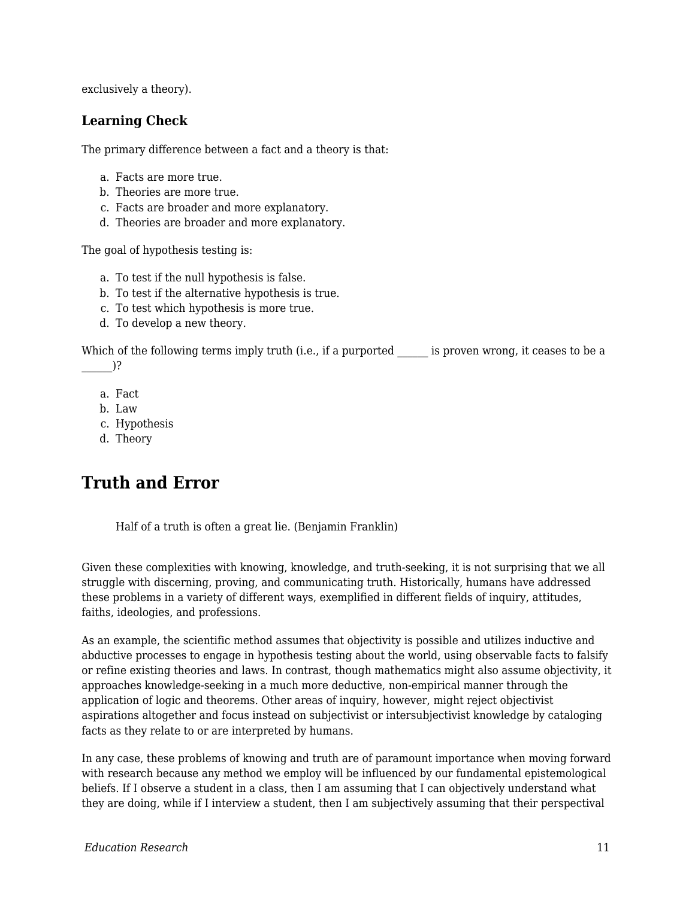exclusively a theory).

### Learning Check

The primary difference between a fact and a theory is that:

a. Facts are more true.
b. Theories are more true.
c. Facts are broader and more explanatory.
d. Theories are broader and more explanatory.

The goal of hypothesis testing is:

a. To test if the null hypothesis is false.
b. To test if the alternative hypothesis is true.
c. To test which hypothesis is more true.
d. To develop a new theory.

Which of the following terms imply truth (i.e., if a purported ______ is proven wrong, it ceases to be a ______)?

a. Fact
b. Law
c. Hypothesis
d. Theory

## Truth and Error

> Half of a truth is often a great lie. (Benjamin Franklin)

Given these complexities with knowing, knowledge, and truth-seeking, it is not surprising that we all struggle with discerning, proving, and communicating truth. Historically, humans have addressed these problems in a variety of different ways, exemplified in different fields of inquiry, attitudes, faiths, ideologies, and professions.

As an example, the scientific method assumes that objectivity is possible and utilizes inductive and abductive processes to engage in hypothesis testing about the world, using observable facts to falsify or refine existing theories and laws. In contrast, though mathematics might also assume objectivity, it approaches knowledge-seeking in a much more deductive, non-empirical manner through the application of logic and theorems. Other areas of inquiry, however, might reject objectivist aspirations altogether and focus instead on subjectivist or intersubjectivist knowledge by cataloging facts as they relate to or are interpreted by humans.

In any case, these problems of knowing and truth are of paramount importance when moving forward with research because any method we employ will be influenced by our fundamental epistemological beliefs. If I observe a student in a class, then I am assuming that I can objectively understand what they are doing, while if I interview a student, then I am subjectively assuming that their perspectival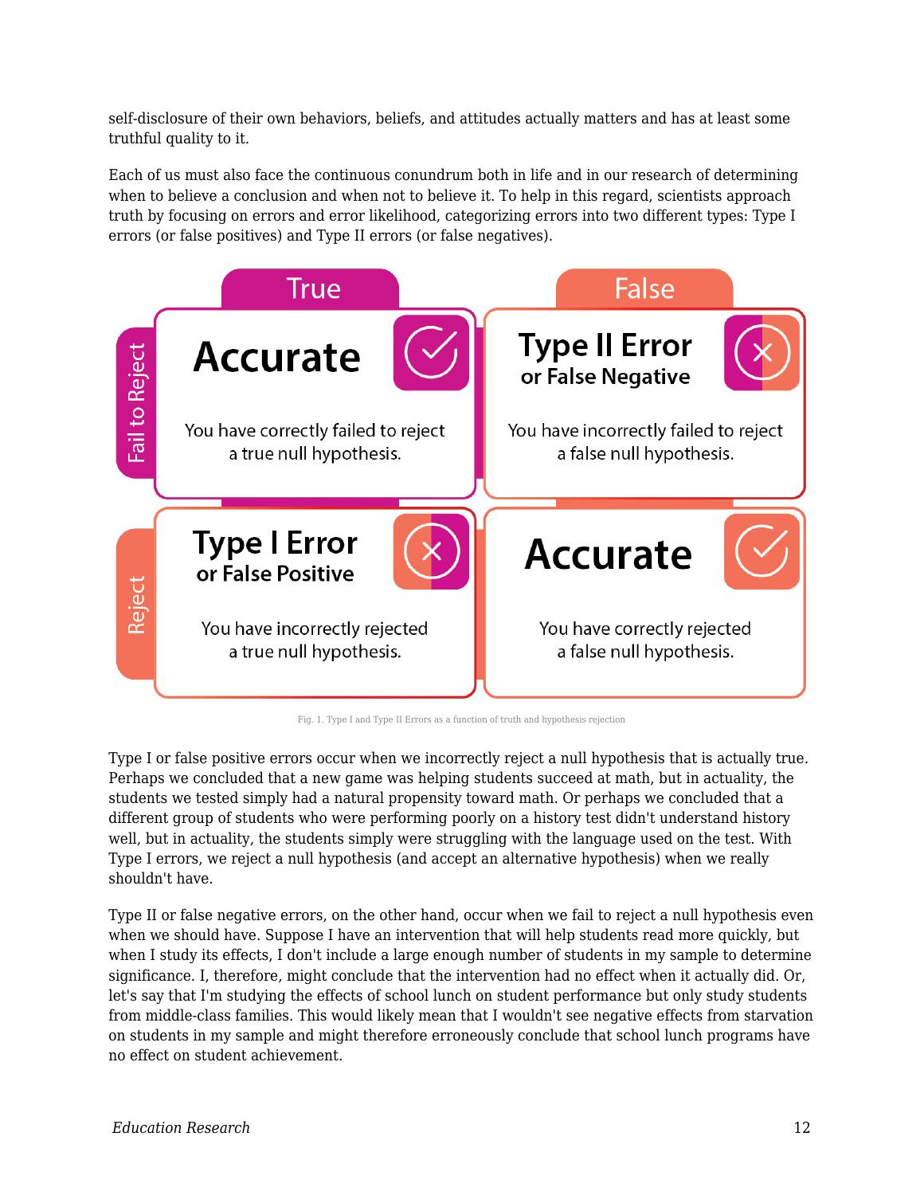self-disclosure of their own behaviors, beliefs, and attitudes actually matters and has at least some truthful quality to it.

Each of us must also face the continuous conundrum both in life and in our research of determining when to believe a conclusion and when not to believe it. To help in this regard, scientists approach truth by focusing on errors and error likelihood, categorizing errors into two different types: Type I errors (or false positives) and Type II errors (or false negatives).

| | True | False |
|---|---|---|
| **Fail to Reject** | **Accurate**<br>You have correctly failed to reject a true null hypothesis. | **Type II Error or False Negative**<br>You have incorrectly failed to reject a false null hypothesis. |
| **Reject** | **Type I Error or False Positive**<br>You have incorrectly rejected a true null hypothesis. | **Accurate**<br>You have correctly rejected a false null hypothesis. |

Fig. 1. Type I and Type II Errors as a function of truth and hypothesis rejection

Type I or false positive errors occur when we incorrectly reject a null hypothesis that is actually true. Perhaps we concluded that a new game was helping students succeed at math, but in actuality, the students we tested simply had a natural propensity toward math. Or perhaps we concluded that a different group of students who were performing poorly on a history test didn't understand history well, but in actuality, the students simply were struggling with the language used on the test. With Type I errors, we reject a null hypothesis (and accept an alternative hypothesis) when we really shouldn't have.

Type II or false negative errors, on the other hand, occur when we fail to reject a null hypothesis even when we should have. Suppose I have an intervention that will help students read more quickly, but when I study its effects, I don't include a large enough number of students in my sample to determine significance. I, therefore, might conclude that the intervention had no effect when it actually did. Or, let's say that I'm studying the effects of school lunch on student performance but only study students from middle-class families. This would likely mean that I wouldn't see negative effects from starvation on students in my sample and might therefore erroneously conclude that school lunch programs have no effect on student achievement.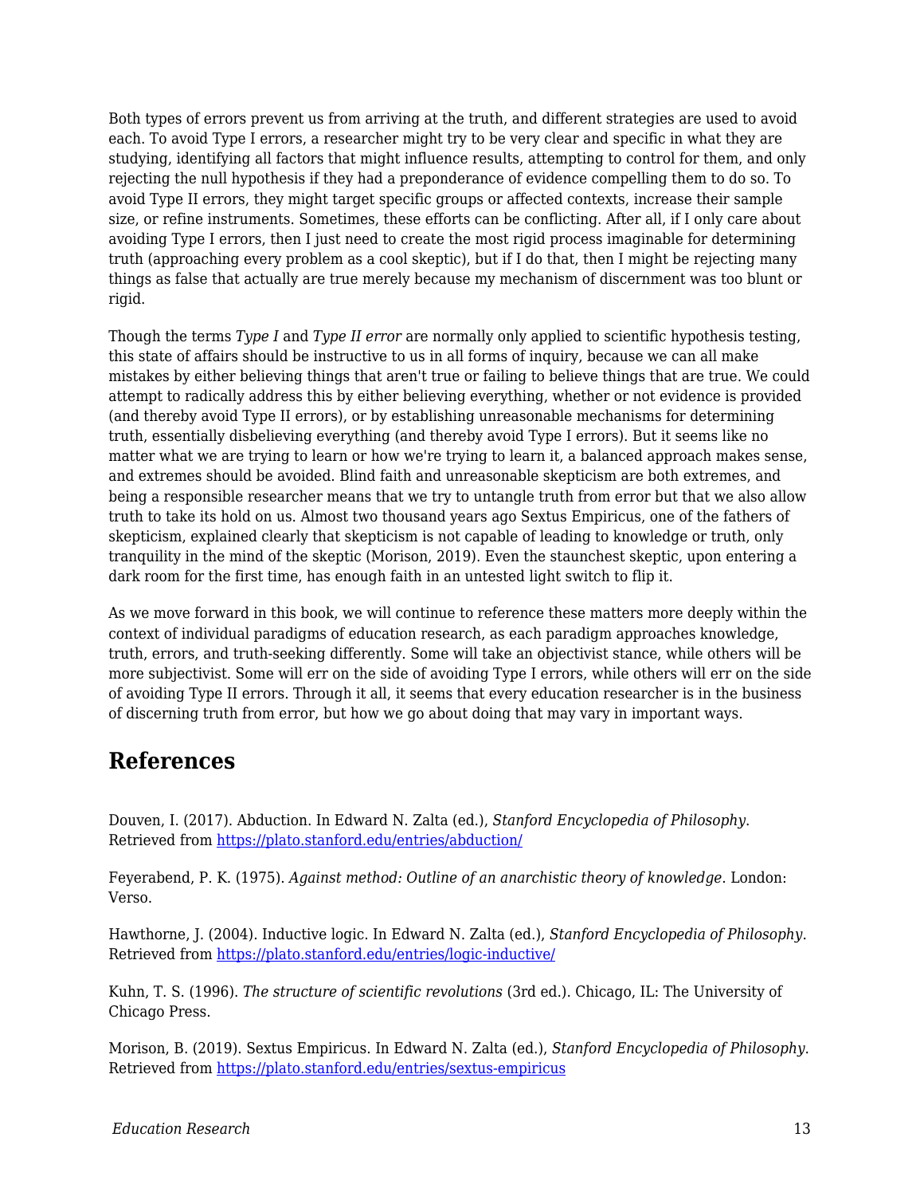Both types of errors prevent us from arriving at the truth, and different strategies are used to avoid each. To avoid Type I errors, a researcher might try to be very clear and specific in what they are studying, identifying all factors that might influence results, attempting to control for them, and only rejecting the null hypothesis if they had a preponderance of evidence compelling them to do so. To avoid Type II errors, they might target specific groups or affected contexts, increase their sample size, or refine instruments. Sometimes, these efforts can be conflicting. After all, if I only care about avoiding Type I errors, then I just need to create the most rigid process imaginable for determining truth (approaching every problem as a cool skeptic), but if I do that, then I might be rejecting many things as false that actually are true merely because my mechanism of discernment was too blunt or rigid.

Though the terms *Type I* and *Type II error* are normally only applied to scientific hypothesis testing, this state of affairs should be instructive to us in all forms of inquiry, because we can all make mistakes by either believing things that aren't true or failing to believe things that are true. We could attempt to radically address this by either believing everything, whether or not evidence is provided (and thereby avoid Type II errors), or by establishing unreasonable mechanisms for determining truth, essentially disbelieving everything (and thereby avoid Type I errors). But it seems like no matter what we are trying to learn or how we're trying to learn it, a balanced approach makes sense, and extremes should be avoided. Blind faith and unreasonable skepticism are both extremes, and being a responsible researcher means that we try to untangle truth from error but that we also allow truth to take its hold on us. Almost two thousand years ago Sextus Empiricus, one of the fathers of skepticism, explained clearly that skepticism is not capable of leading to knowledge or truth, only tranquility in the mind of the skeptic (Morison, 2019). Even the staunchest skeptic, upon entering a dark room for the first time, has enough faith in an untested light switch to flip it.

As we move forward in this book, we will continue to reference these matters more deeply within the context of individual paradigms of education research, as each paradigm approaches knowledge, truth, errors, and truth-seeking differently. Some will take an objectivist stance, while others will be more subjectivist. Some will err on the side of avoiding Type I errors, while others will err on the side of avoiding Type II errors. Through it all, it seems that every education researcher is in the business of discerning truth from error, but how we go about doing that may vary in important ways.

## References

Douven, I. (2017). Abduction. In Edward N. Zalta (ed.), *Stanford Encyclopedia of Philosophy*. Retrieved from https://plato.stanford.edu/entries/abduction/

Feyerabend, P. K. (1975). *Against method: Outline of an anarchistic theory of knowledge*. London: Verso.

Hawthorne, J. (2004). Inductive logic. In Edward N. Zalta (ed.), *Stanford Encyclopedia of Philosophy*. Retrieved from https://plato.stanford.edu/entries/logic-inductive/

Kuhn, T. S. (1996). *The structure of scientific revolutions* (3rd ed.). Chicago, IL: The University of Chicago Press.

Morison, B. (2019). Sextus Empiricus. In Edward N. Zalta (ed.), *Stanford Encyclopedia of Philosophy*. Retrieved from https://plato.stanford.edu/entries/sextus-empiricus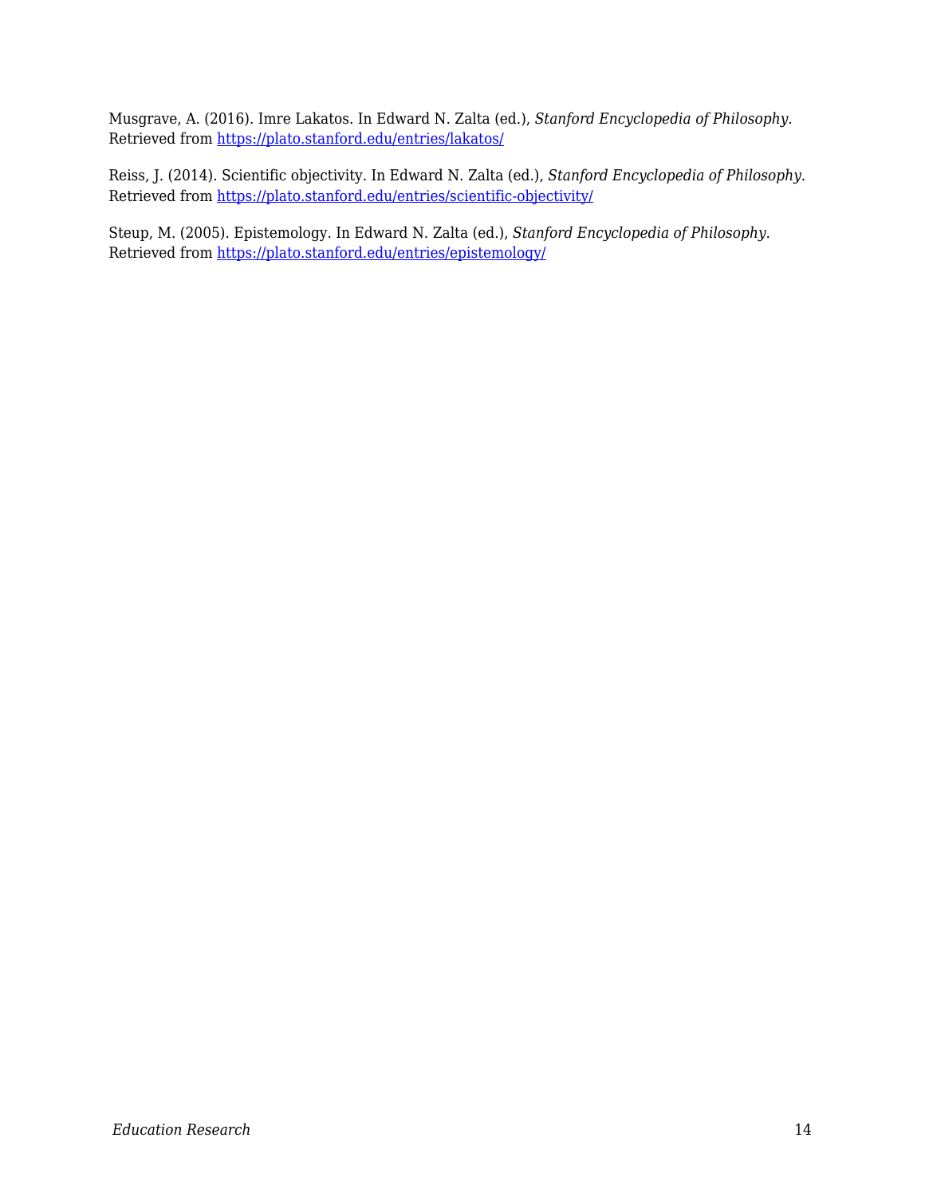Musgrave, A. (2016). Imre Lakatos. In Edward N. Zalta (ed.), *Stanford Encyclopedia of Philosophy*. Retrieved from https://plato.stanford.edu/entries/lakatos/

Reiss, J. (2014). Scientific objectivity. In Edward N. Zalta (ed.), *Stanford Encyclopedia of Philosophy*. Retrieved from https://plato.stanford.edu/entries/scientific-objectivity/

Steup, M. (2005). Epistemology. In Edward N. Zalta (ed.), *Stanford Encyclopedia of Philosophy*. Retrieved from https://plato.stanford.edu/entries/epistemology/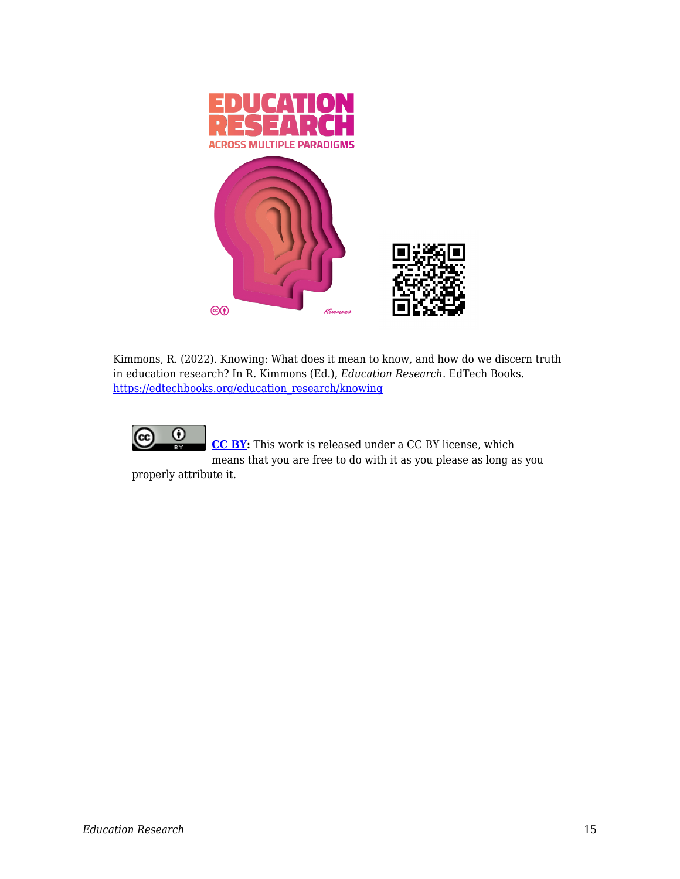Kimmons, R. (2022). Knowing: What does it mean to know, and how do we discern truth in education research? In R. Kimmons (Ed.), *Education Research*. EdTech Books. [https://edtechbooks.org/education_research/knowing](https://edtechbooks.org/education_research/knowing)

**[CC BY](https://creativecommons.org/licenses/by/4.0):** This work is released under a CC BY license, which means that you are free to do with it as you please as long as you properly attribute it.